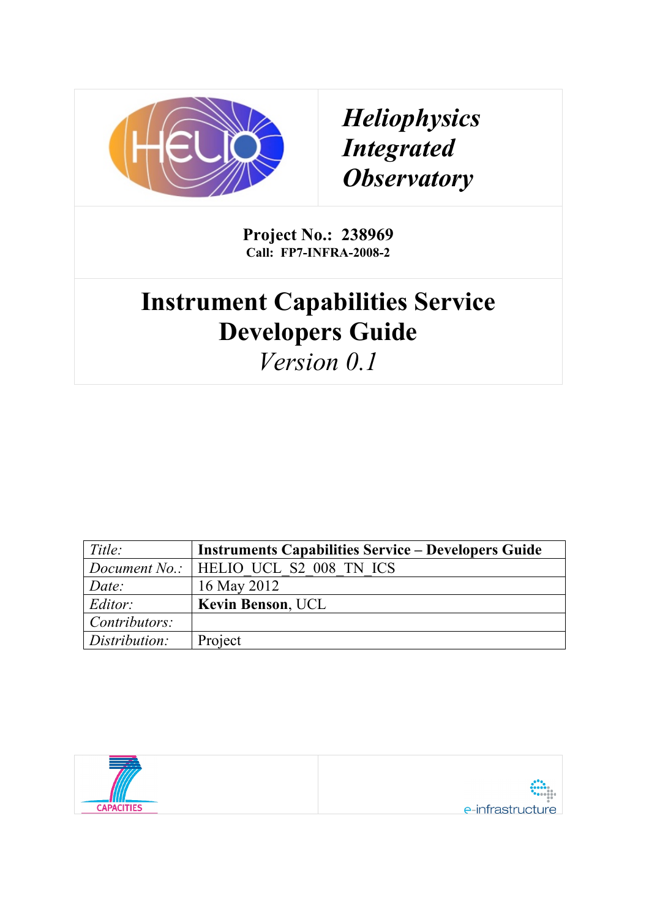***Heliophysics Integrated Observatory***

**Project No.: 238969**
**Call: FP7-INFRA-2008-2**

# Instrument Capabilities Service Developers Guide

*Version 0.1*

| *Title:* | **Instruments Capabilities Service – Developers Guide** |
|---|---|
| *Document No.:* | HELIO_UCL_S2_008_TN_ICS |
| *Date:* | 16 May 2012 |
| *Editor:* | **Kevin Benson**, UCL |
| *Contributors:* | |
| *Distribution:* | Project |

CAPACITIES

e-infrastructure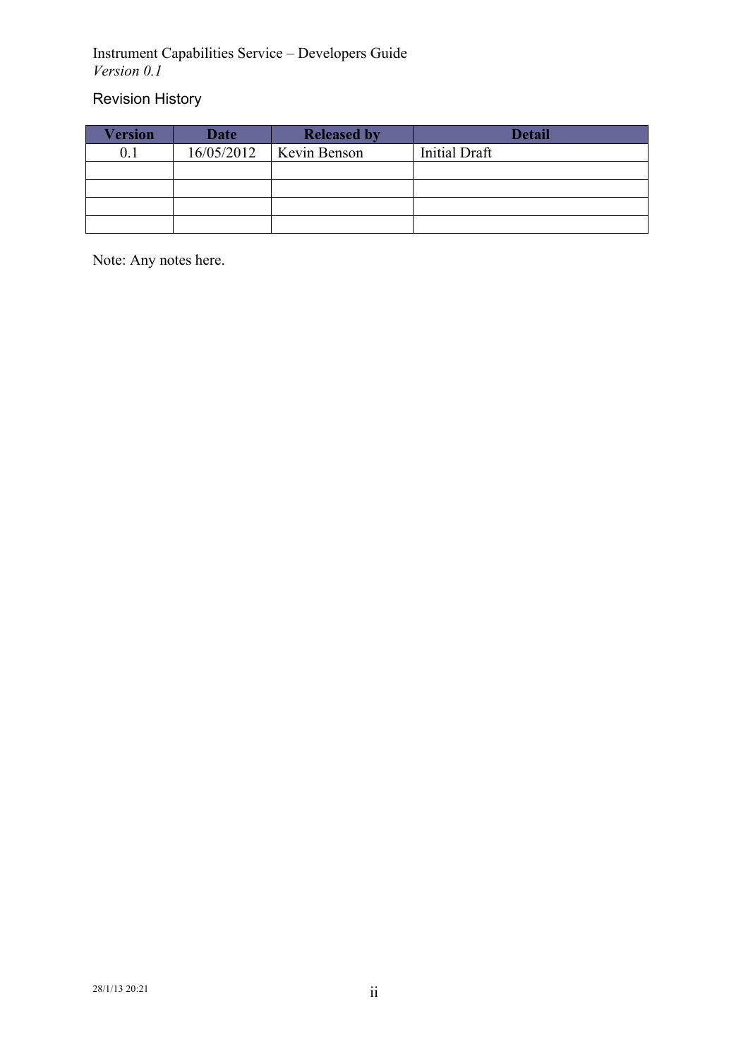## Revision History

| Version | Date | Released by | Detail |
|---|---|---|---|
| 0.1 | 16/05/2012 | Kevin Benson | Initial Draft |
| | | | |
| | | | |
| | | | |
| | | | |

Note: Any notes here.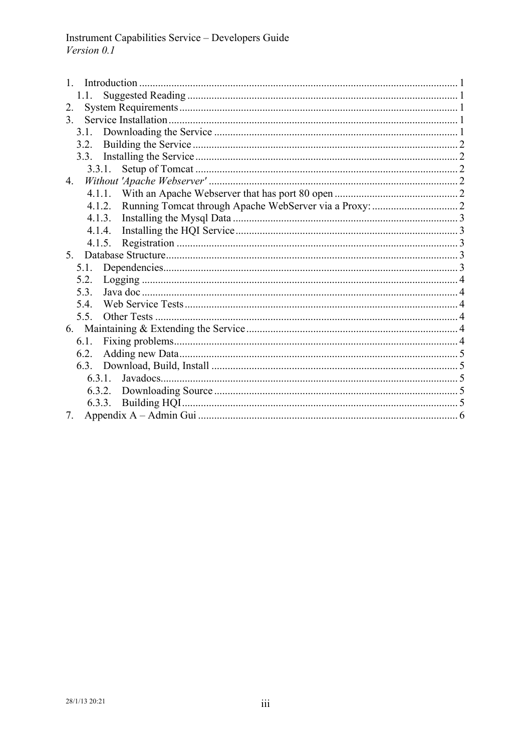1. Introduction ..................................................................................................... 1
   1.1. Suggested Reading .................................................................................... 1
2. System Requirements ....................................................................................... 1
3. Service Installation ........................................................................................... 1
   3.1. Downloading the Service ......................................................................... 1
   3.2. Building the Service .................................................................................. 2
   3.3. Installing the Service ................................................................................. 2
      3.3.1. Setup of Tomcat .................................................................................. 2
4. *Without 'Apache Webserver'* ............................................................................ 2
      4.1.1. With an Apache Webserver that has port 80 open .............................................. 2
      4.1.2. Running Tomcat through Apache WebServer via a Proxy: ................................ 2
      4.1.3. Installing the Mysql Data ................................................................... 3
      4.1.4. Installing the HQI Service .................................................................. 3
      4.1.5. Registration ........................................................................................ 3
5. Database Structure ............................................................................................ 3
   5.1. Dependencies ............................................................................................. 3
   5.2. Logging ..................................................................................................... 4
   5.3. Java doc ..................................................................................................... 4
   5.4. Web Service Tests ...................................................................................... 4
   5.5. Other Tests ................................................................................................ 4
6. Maintaining & Extending the Service .............................................................. 4
   6.1. Fixing problems ......................................................................................... 4
   6.2. Adding new Data ....................................................................................... 5
   6.3. Download, Build, Install ........................................................................... 5
      6.3.1. Javadocs .............................................................................................. 5
      6.3.2. Downloading Source .......................................................................... 5
      6.3.3. Building HQI ...................................................................................... 5
7. Appendix A – Admin Gui ................................................................................ 6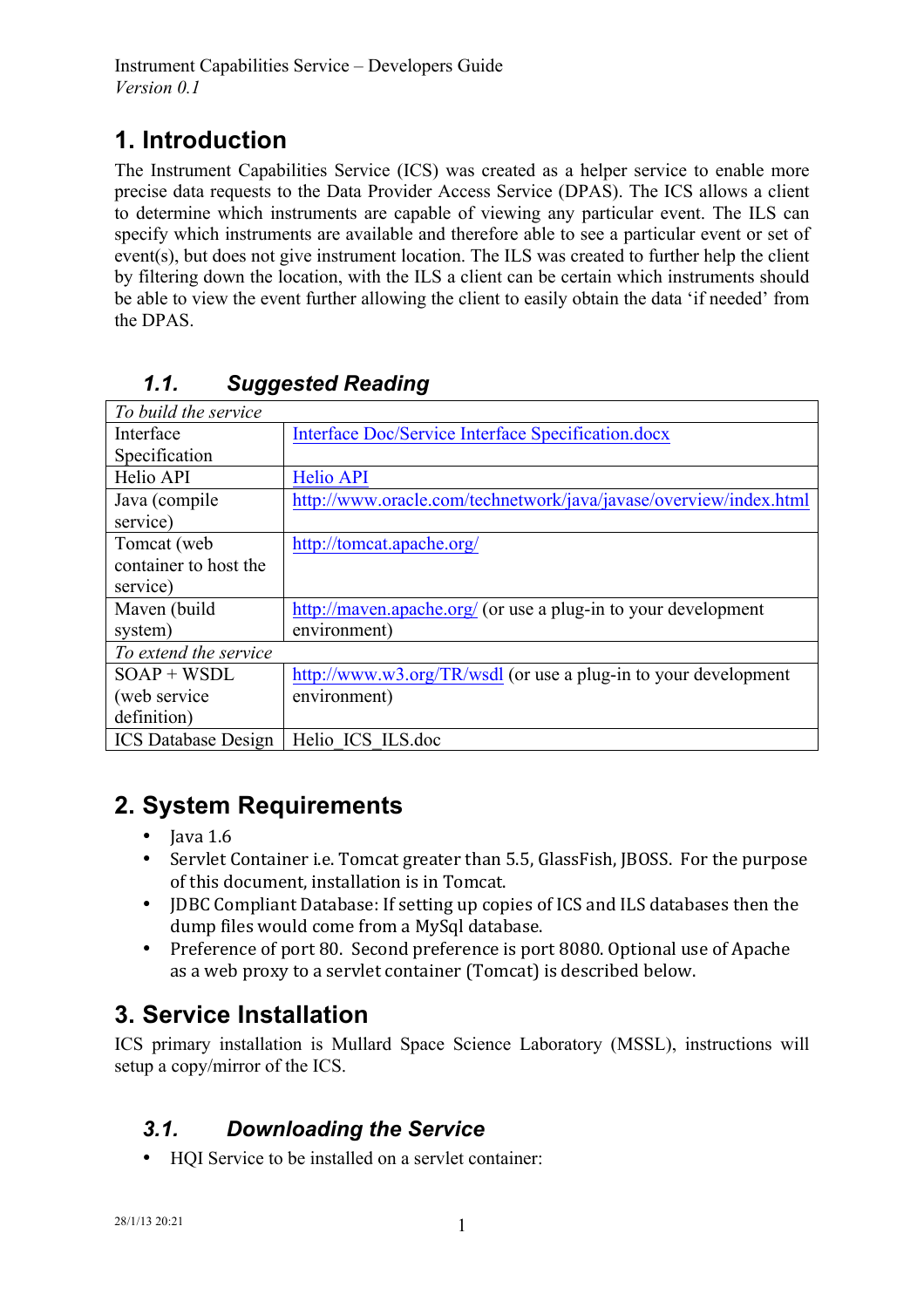# 1. Introduction

The Instrument Capabilities Service (ICS) was created as a helper service to enable more precise data requests to the Data Provider Access Service (DPAS). The ICS allows a client to determine which instruments are capable of viewing any particular event. The ILS can specify which instruments are available and therefore able to see a particular event or set of event(s), but does not give instrument location. The ILS was created to further help the client by filtering down the location, with the ILS a client can be certain which instruments should be able to view the event further allowing the client to easily obtain the data 'if needed' from the DPAS.

## 1.1. Suggested Reading

| *To build the service* | |
|---|---|
| Interface Specification | [Interface Doc/Service Interface Specification.docx](Interface Doc/Service Interface Specification.docx) |
| Helio API | [Helio API](Helio API) |
| Java (compile service) | http://www.oracle.com/technetwork/java/javase/overview/index.html |
| Tomcat (web container to host the service) | http://tomcat.apache.org/ |
| Maven (build system) | http://maven.apache.org/ (or use a plug-in to your development environment) |
| *To extend the service* | |
| SOAP + WSDL (web service definition) | http://www.w3.org/TR/wsdl (or use a plug-in to your development environment) |
| ICS Database Design | Helio_ICS_ILS.doc |

# 2. System Requirements

- Java 1.6
- Servlet Container i.e. Tomcat greater than 5.5, GlassFish, JBOSS. For the purpose of this document, installation is in Tomcat.
- JDBC Compliant Database: If setting up copies of ICS and ILS databases then the dump files would come from a MySql database.
- Preference of port 80. Second preference is port 8080. Optional use of Apache as a web proxy to a servlet container (Tomcat) is described below.

# 3. Service Installation

ICS primary installation is Mullard Space Science Laboratory (MSSL), instructions will setup a copy/mirror of the ICS.

## 3.1. Downloading the Service

- HQI Service to be installed on a servlet container: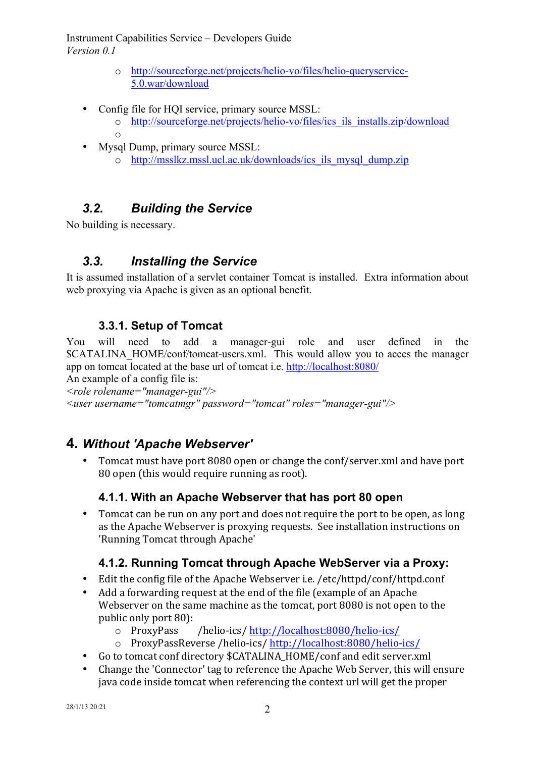- http://sourceforge.net/projects/helio-vo/files/helio-queryservice-5.0.war/download

- Config file for HQI service, primary source MSSL:
  - http://sourceforge.net/projects/helio-vo/files/ics_ils_installs.zip/download
  - 
- Mysql Dump, primary source MSSL:
  - http://msslkz.mssl.ucl.ac.uk/downloads/ics_ils_mysql_dump.zip

## *3.2. Building the Service*

No building is necessary.

## *3.3. Installing the Service*

It is assumed installation of a servlet container Tomcat is installed. Extra information about web proxying via Apache is given as an optional benefit.

### 3.3.1. Setup of Tomcat

You will need to add a manager-gui role and user defined in the $CATALINA_HOME/conf/tomcat-users.xml. This would allow you to acces the manager app on tomcat located at the base url of tomcat i.e. http://localhost:8080/
An example of a config file is:

*<role rolename="manager-gui"/>*
*<user username="tomcatmgr" password="tomcat" roles="manager-gui"/>*

# 4. *Without 'Apache Webserver'*

- Tomcat must have port 8080 open or change the conf/server.xml and have port 80 open (this would require running as root).

### 4.1.1. With an Apache Webserver that has port 80 open

- Tomcat can be run on any port and does not require the port to be open, as long as the Apache Webserver is proxying requests. See installation instructions on 'Running Tomcat through Apache'

### 4.1.2. Running Tomcat through Apache WebServer via a Proxy:

- Edit the config file of the Apache Webserver i.e. /etc/httpd/conf/httpd.conf
- Add a forwarding request at the end of the file (example of an Apache Webserver on the same machine as the tomcat, port 8080 is not open to the public only port 80):
  - ProxyPass /helio-ics/ http://localhost:8080/helio-ics/
  - ProxyPassReverse /helio-ics/ http://localhost:8080/helio-ics/
- Go to tomcat conf directory $CATALINA_HOME/conf and edit server.xml
- Change the 'Connector' tag to reference the Apache Web Server, this will ensure java code inside tomcat when referencing the context url will get the proper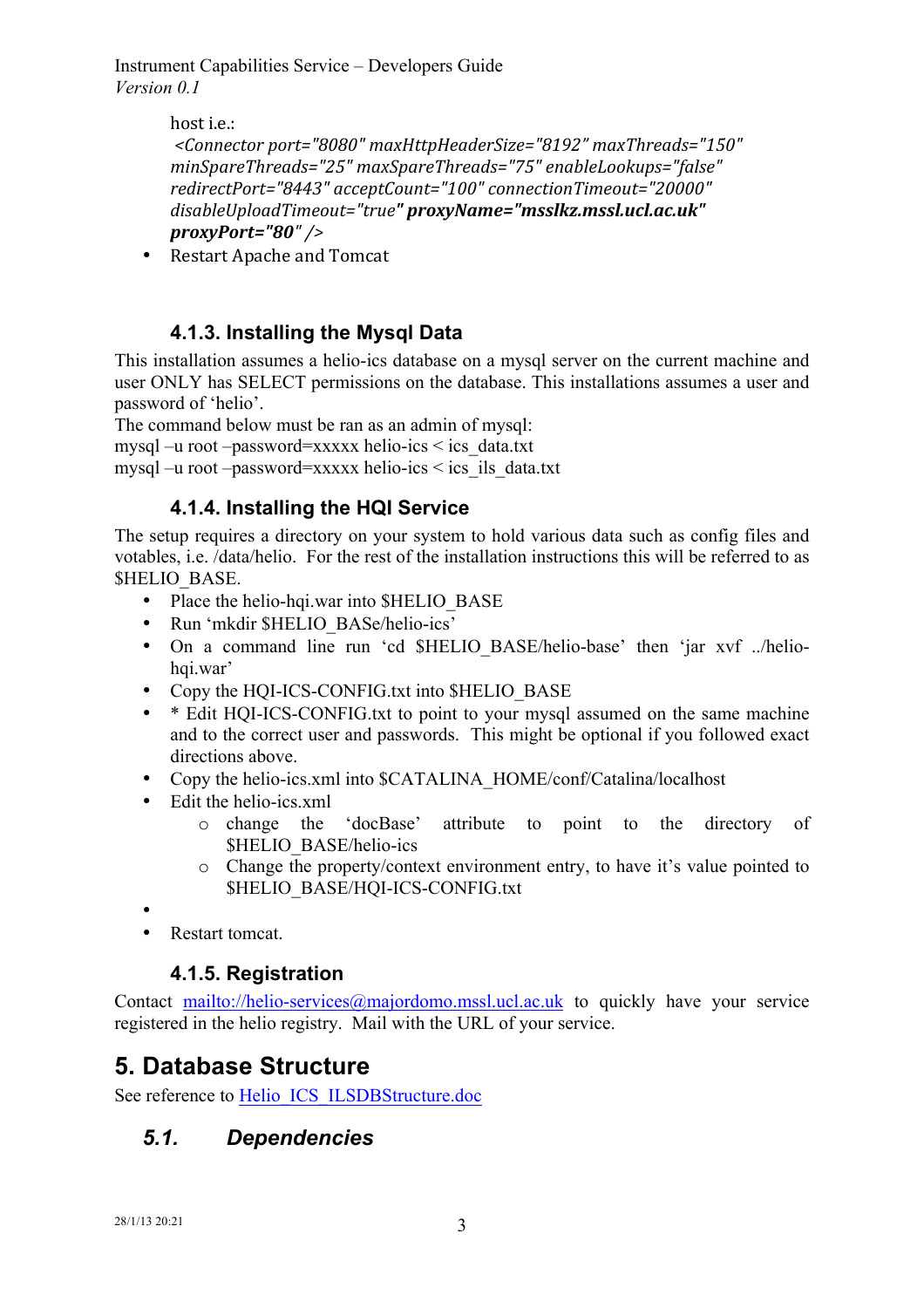host i.e.:
*<Connector port="8080" maxHttpHeaderSize="8192" maxThreads="150" minSpareThreads="25" maxSpareThreads="75" enableLookups="false" redirectPort="8443" acceptCount="100" connectionTimeout="20000" disableUploadTimeout="true"* ***proxyName="msslkz.mssl.ucl.ac.uk" proxyPort="80"*** */>*

- Restart Apache and Tomcat

### 4.1.3. Installing the Mysql Data

This installation assumes a helio-ics database on a mysql server on the current machine and user ONLY has SELECT permissions on the database. This installations assumes a user and password of 'helio'.
The command below must be ran as an admin of mysql:
mysql –u root –password=xxxxx helio-ics < ics_data.txt
mysql –u root –password=xxxxx helio-ics < ics_ils_data.txt

### 4.1.4. Installing the HQI Service

The setup requires a directory on your system to hold various data such as config files and votables, i.e. /data/helio. For the rest of the installation instructions this will be referred to as $HELIO_BASE.

- Place the helio-hqi.war into $HELIO_BASE
- Run 'mkdir $HELIO_BASe/helio-ics'
- On a command line run 'cd $HELIO_BASE/helio-base' then 'jar xvf ../helio-hqi.war'
- Copy the HQI-ICS-CONFIG.txt into $HELIO_BASE
- * Edit HQI-ICS-CONFIG.txt to point to your mysql assumed on the same machine and to the correct user and passwords. This might be optional if you followed exact directions above.
- Copy the helio-ics.xml into $CATALINA_HOME/conf/Catalina/localhost
- Edit the helio-ics.xml
    - change the 'docBase' attribute to point to the directory of $HELIO_BASE/helio-ics
    - Change the property/context environment entry, to have it's value pointed to $HELIO_BASE/HQI-ICS-CONFIG.txt
- 
- Restart tomcat.

### 4.1.5. Registration

Contact [mailto://helio-services@majordomo.mssl.ucl.ac.uk](mailto://helio-services@majordomo.mssl.ucl.ac.uk) to quickly have your service registered in the helio registry. Mail with the URL of your service.

# 5. Database Structure

See reference to [Helio_ICS_ILSDBStructure.doc](Helio_ICS_ILSDBStructure.doc)

## *5.1. Dependencies*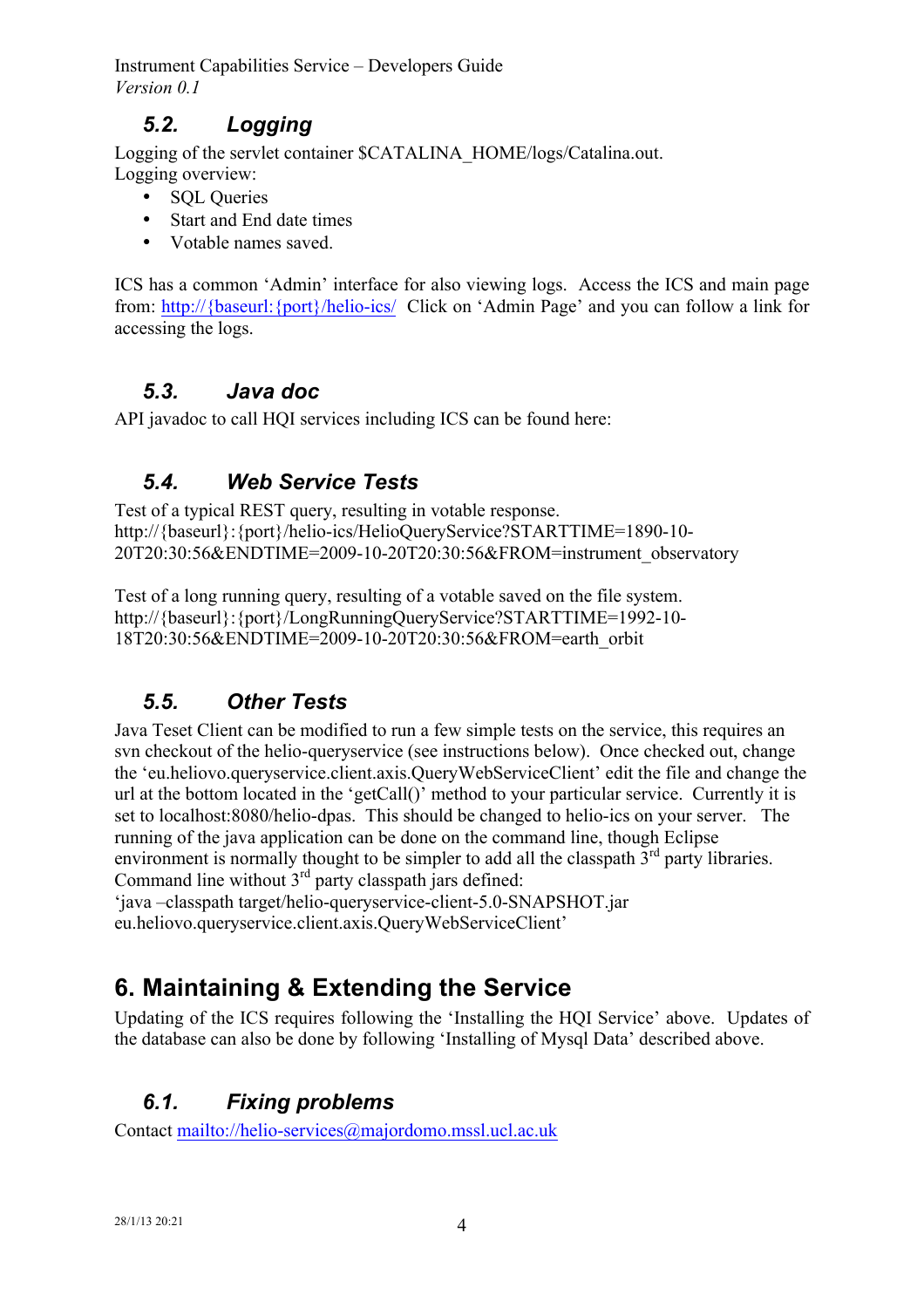### 5.2. Logging

Logging of the servlet container $CATALINA_HOME/logs/Catalina.out.
Logging overview:

- SQL Queries
- Start and End date times
- Votable names saved.

ICS has a common 'Admin' interface for also viewing logs. Access the ICS and main page from: http://{baseurl:{port}/helio-ics/ Click on 'Admin Page' and you can follow a link for accessing the logs.

### 5.3. Java doc

API javadoc to call HQI services including ICS can be found here:

### 5.4. Web Service Tests

Test of a typical REST query, resulting in votable response.
http://{baseurl}:{port}/helio-ics/HelioQueryService?STARTTIME=1890-10-20T20:30:56&ENDTIME=2009-10-20T20:30:56&FROM=instrument_observatory

Test of a long running query, resulting of a votable saved on the file system.
http://{baseurl}:{port}/LongRunningQueryService?STARTTIME=1992-10-18T20:30:56&ENDTIME=2009-10-20T20:30:56&FROM=earth_orbit

### 5.5. Other Tests

Java Teset Client can be modified to run a few simple tests on the service, this requires an svn checkout of the helio-queryservice (see instructions below). Once checked out, change the 'eu.heliovo.queryservice.client.axis.QueryWebServiceClient' edit the file and change the url at the bottom located in the 'getCall()' method to your particular service. Currently it is set to localhost:8080/helio-dpas. This should be changed to helio-ics on your server. The running of the java application can be done on the command line, though Eclipse environment is normally thought to be simpler to add all the classpath 3rd party libraries.
Command line without 3rd party classpath jars defined:
'java –classpath target/helio-queryservice-client-5.0-SNAPSHOT.jar eu.heliovo.queryservice.client.axis.QueryWebServiceClient'

## 6. Maintaining & Extending the Service

Updating of the ICS requires following the 'Installing the HQI Service' above. Updates of the database can also be done by following 'Installing of Mysql Data' described above.

### 6.1. Fixing problems

Contact mailto://helio-services@majordomo.mssl.ucl.ac.uk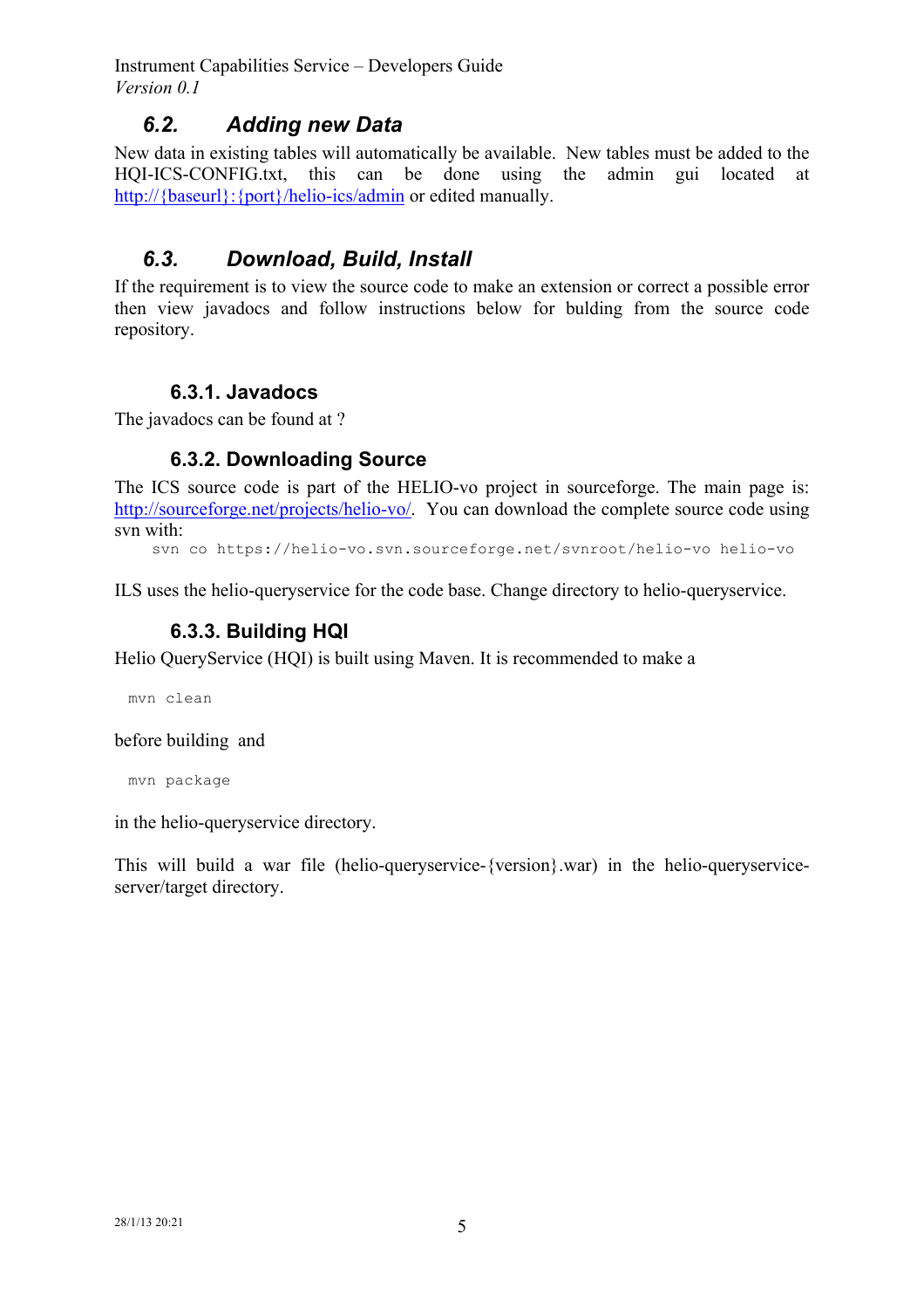## 6.2. Adding new Data

New data in existing tables will automatically be available. New tables must be added to the HQI-ICS-CONFIG.txt, this can be done using the admin gui located at http://{baseurl}:{port}/helio-ics/admin or edited manually.

## 6.3. Download, Build, Install

If the requirement is to view the source code to make an extension or correct a possible error then view javadocs and follow instructions below for bulding from the source code repository.

### 6.3.1. Javadocs

The javadocs can be found at ?

### 6.3.2. Downloading Source

The ICS source code is part of the HELIO-vo project in sourceforge. The main page is: http://sourceforge.net/projects/helio-vo/. You can download the complete source code using svn with:

```
svn co https://helio-vo.svn.sourceforge.net/svnroot/helio-vo helio-vo
```

ILS uses the helio-queryservice for the code base. Change directory to helio-queryservice.

### 6.3.3. Building HQI

Helio QueryService (HQI) is built using Maven. It is recommended to make a

```
mvn clean
```

before building and

```
mvn package
```

in the helio-queryservice directory.

This will build a war file (helio-queryservice-{version}.war) in the helio-queryservice-server/target directory.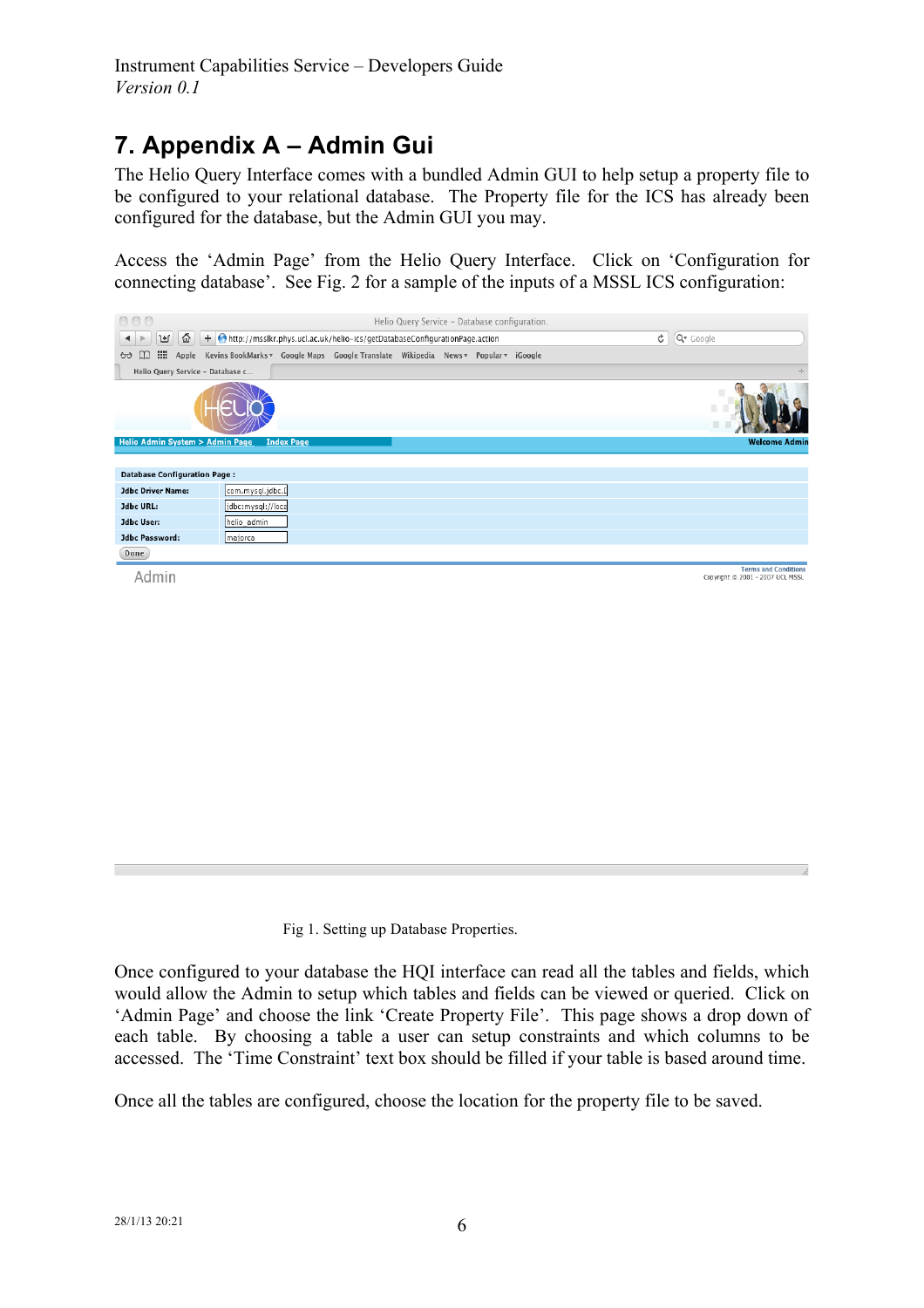# 7. Appendix A – Admin Gui

The Helio Query Interface comes with a bundled Admin GUI to help setup a property file to be configured to your relational database. The Property file for the ICS has already been configured for the database, but the Admin GUI you may.

Access the 'Admin Page' from the Helio Query Interface. Click on 'Configuration for connecting database'. See Fig. 2 for a sample of the inputs of a MSSL ICS configuration:

Fig 1. Setting up Database Properties.

Once configured to your database the HQI interface can read all the tables and fields, which would allow the Admin to setup which tables and fields can be viewed or queried. Click on 'Admin Page' and choose the link 'Create Property File'. This page shows a drop down of each table. By choosing a table a user can setup constraints and which columns to be accessed. The 'Time Constraint' text box should be filled if your table is based around time.

Once all the tables are configured, choose the location for the property file to be saved.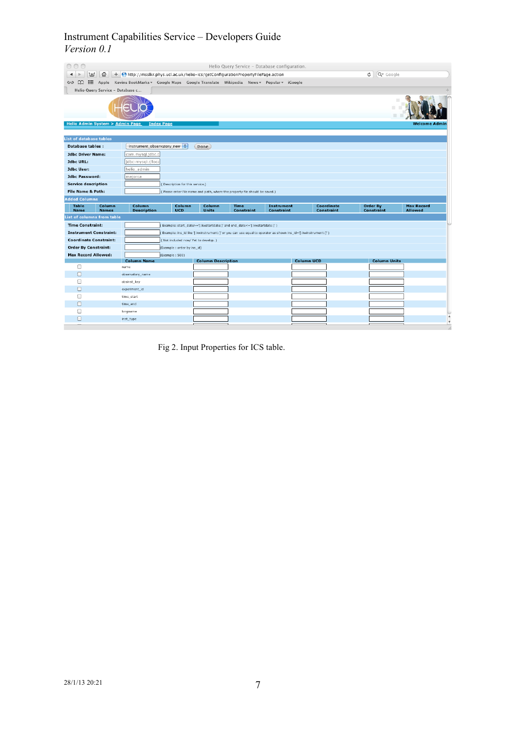Fig 2. Input Properties for ICS table.